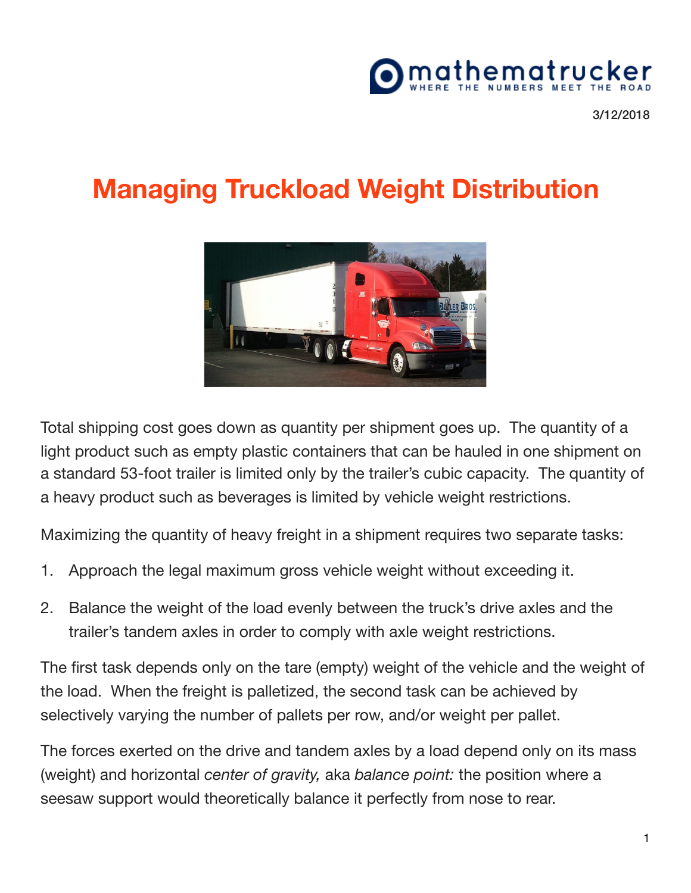mathematrucker

WHERE THE NUMBERS MEET THE ROAD

3/12/2018

# Managing Truckload Weight Distribution

Total shipping cost goes down as quantity per shipment goes up. The quantity of a light product such as empty plastic containers that can be hauled in one shipment on a standard 53-foot trailer is limited only by the trailer's cubic capacity. The quantity of a heavy product such as beverages is limited by vehicle weight restrictions.

Maximizing the quantity of heavy freight in a shipment requires two separate tasks:

1. Approach the legal maximum gross vehicle weight without exceeding it.
2. Balance the weight of the load evenly between the truck's drive axles and the trailer's tandem axles in order to comply with axle weight restrictions.

The first task depends only on the tare (empty) weight of the vehicle and the weight of the load. When the freight is palletized, the second task can be achieved by selectively varying the number of pallets per row, and/or weight per pallet.

The forces exerted on the drive and tandem axles by a load depend only on its mass (weight) and horizontal *center of gravity,* aka *balance point:* the position where a seesaw support would theoretically balance it perfectly from nose to rear.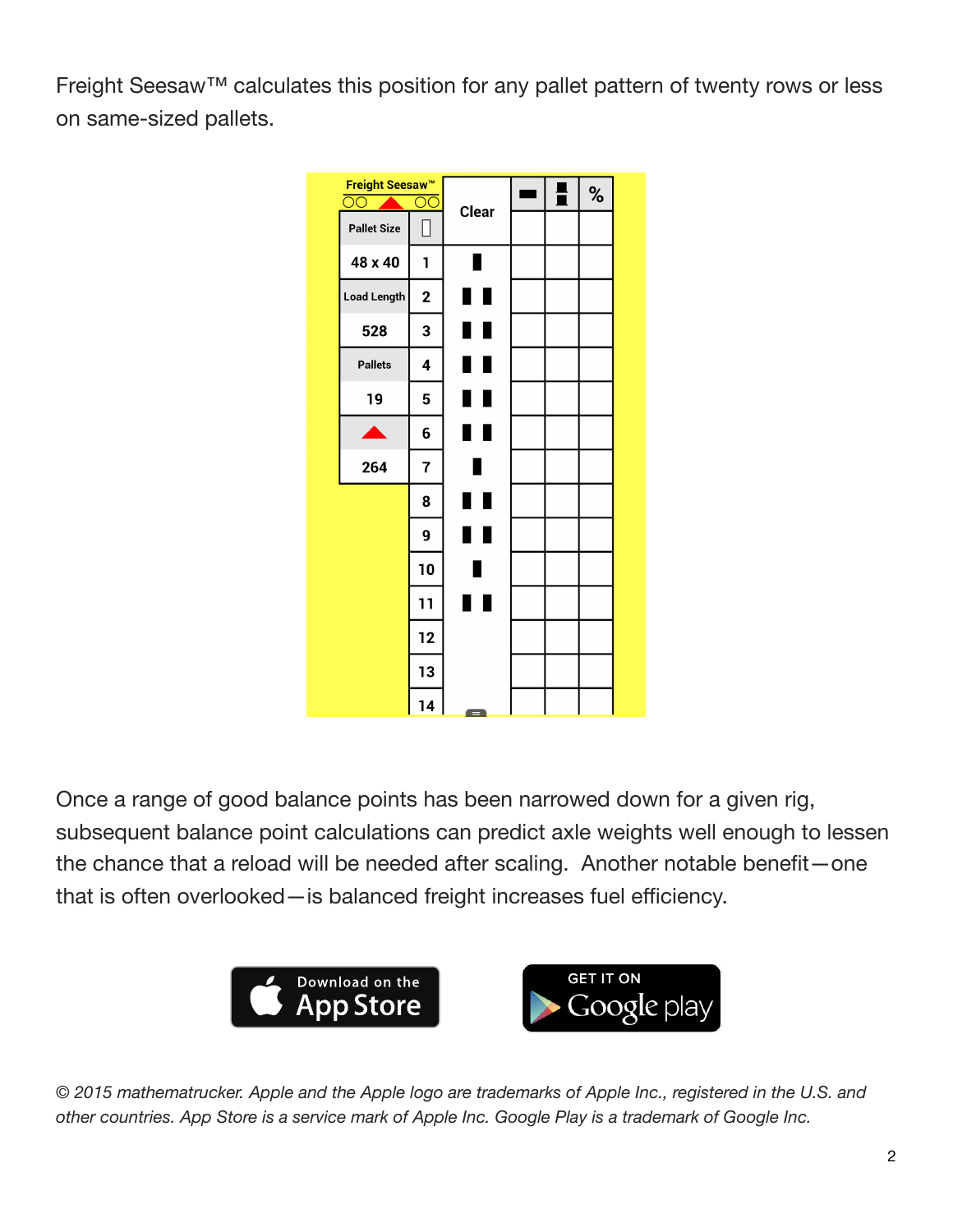Freight Seesaw™ calculates this position for any pallet pattern of twenty rows or less on same-sized pallets.

Freight Seesaw™

Pallet Size

48 x 40

Load Length

528

Pallets

19

264

Clear

%

1
2
3
4
5
6
7
8
9
10
11
12
13
14

Once a range of good balance points has been narrowed down for a given rig, subsequent balance point calculations can predict axle weights well enough to lessen the chance that a reload will be needed after scaling. Another notable benefit—one that is often overlooked—is balanced freight increases fuel efficiency.

Download on the App Store

GET IT ON Google play

*© 2015 mathematrucker. Apple and the Apple logo are trademarks of Apple Inc., registered in the U.S. and other countries. App Store is a service mark of Apple Inc. Google Play is a trademark of Google Inc.*